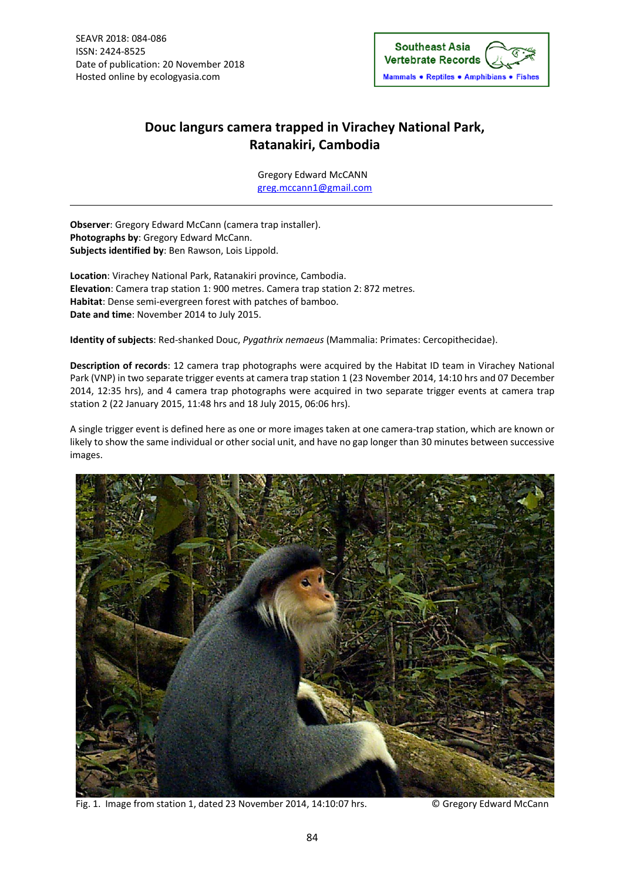SEAVR 2018: 084-086
ISSN: 2424-8525
Date of publication: 20 November 2018
Hosted online by ecologyasia.com

Southeast Asia Vertebrate Records
Mammals • Reptiles • Amphibians • Fishes

# Douc langurs camera trapped in Virachey National Park, Ratanakiri, Cambodia

Gregory Edward McCANN
greg.mccann1@gmail.com

---

**Observer**: Gregory Edward McCann (camera trap installer).
**Photographs by**: Gregory Edward McCann.
**Subjects identified by**: Ben Rawson, Lois Lippold.

**Location**: Virachey National Park, Ratanakiri province, Cambodia.
**Elevation**: Camera trap station 1: 900 metres. Camera trap station 2: 872 metres.
**Habitat**: Dense semi-evergreen forest with patches of bamboo.
**Date and time**: November 2014 to July 2015.

**Identity of subjects**: Red-shanked Douc, *Pygathrix nemaeus* (Mammalia: Primates: Cercopithecidae).

**Description of records**: 12 camera trap photographs were acquired by the Habitat ID team in Virachey National Park (VNP) in two separate trigger events at camera trap station 1 (23 November 2014, 14:10 hrs and 07 December 2014, 12:35 hrs), and 4 camera trap photographs were acquired in two separate trigger events at camera trap station 2 (22 January 2015, 11:48 hrs and 18 July 2015, 06:06 hrs).

A single trigger event is defined here as one or more images taken at one camera-trap station, which are known or likely to show the same individual or other social unit, and have no gap longer than 30 minutes between successive images.

Fig. 1. Image from station 1, dated 23 November 2014, 14:10:07 hrs. © Gregory Edward McCann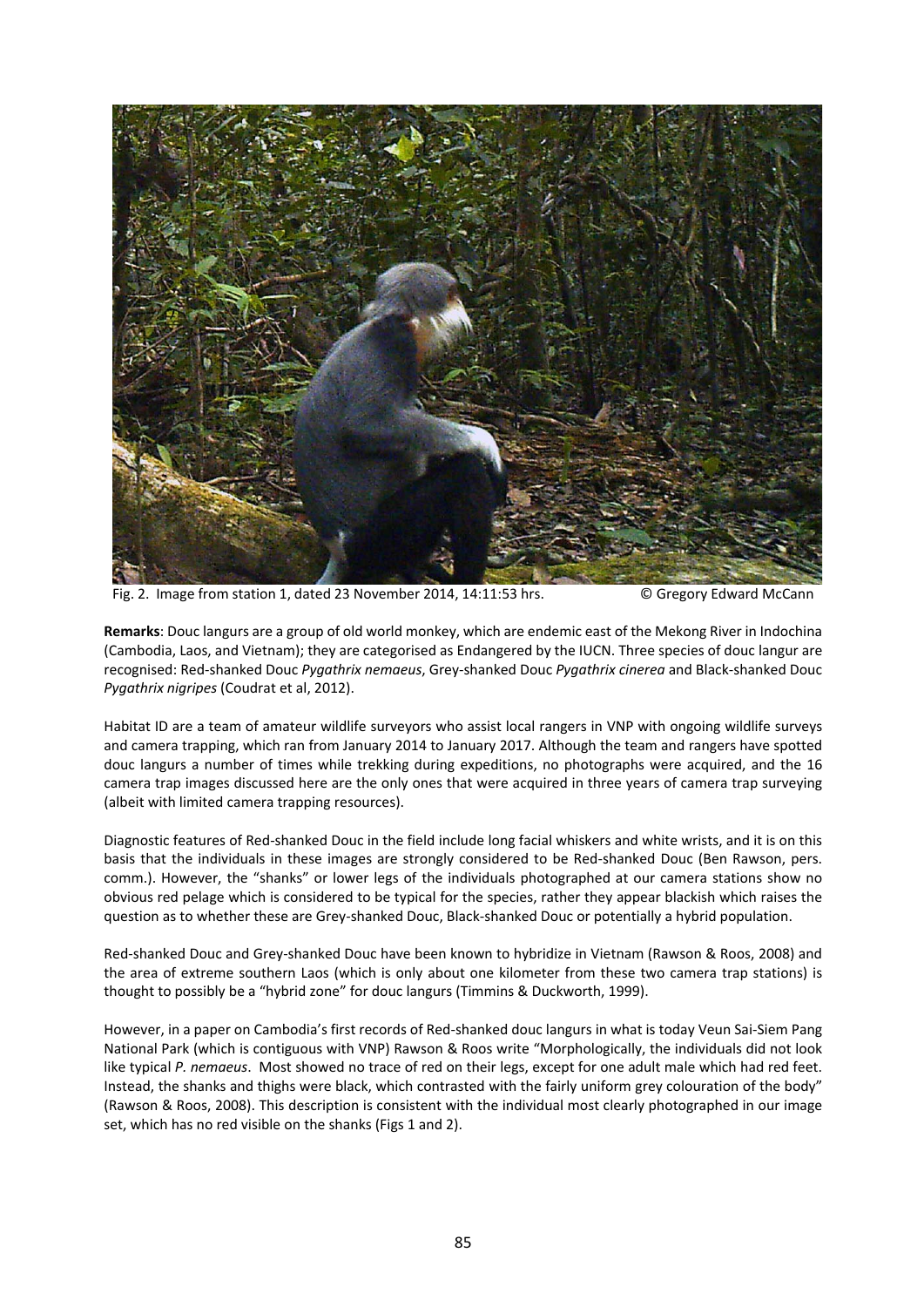Fig. 2. Image from station 1, dated 23 November 2014, 14:11:53 hrs. © Gregory Edward McCann

**Remarks**: Douc langurs are a group of old world monkey, which are endemic east of the Mekong River in Indochina (Cambodia, Laos, and Vietnam); they are categorised as Endangered by the IUCN. Three species of douc langur are recognised: Red-shanked Douc *Pygathrix nemaeus*, Grey-shanked Douc *Pygathrix cinerea* and Black-shanked Douc *Pygathrix nigripes* (Coudrat et al, 2012).

Habitat ID are a team of amateur wildlife surveyors who assist local rangers in VNP with ongoing wildlife surveys and camera trapping, which ran from January 2014 to January 2017. Although the team and rangers have spotted douc langurs a number of times while trekking during expeditions, no photographs were acquired, and the 16 camera trap images discussed here are the only ones that were acquired in three years of camera trap surveying (albeit with limited camera trapping resources).

Diagnostic features of Red-shanked Douc in the field include long facial whiskers and white wrists, and it is on this basis that the individuals in these images are strongly considered to be Red-shanked Douc (Ben Rawson, pers. comm.). However, the "shanks" or lower legs of the individuals photographed at our camera stations show no obvious red pelage which is considered to be typical for the species, rather they appear blackish which raises the question as to whether these are Grey-shanked Douc, Black-shanked Douc or potentially a hybrid population.

Red-shanked Douc and Grey-shanked Douc have been known to hybridize in Vietnam (Rawson & Roos, 2008) and the area of extreme southern Laos (which is only about one kilometer from these two camera trap stations) is thought to possibly be a "hybrid zone" for douc langurs (Timmins & Duckworth, 1999).

However, in a paper on Cambodia's first records of Red-shanked douc langurs in what is today Veun Sai-Siem Pang National Park (which is contiguous with VNP) Rawson & Roos write "Morphologically, the individuals did not look like typical *P. nemaeus*. Most showed no trace of red on their legs, except for one adult male which had red feet. Instead, the shanks and thighs were black, which contrasted with the fairly uniform grey colouration of the body" (Rawson & Roos, 2008). This description is consistent with the individual most clearly photographed in our image set, which has no red visible on the shanks (Figs 1 and 2).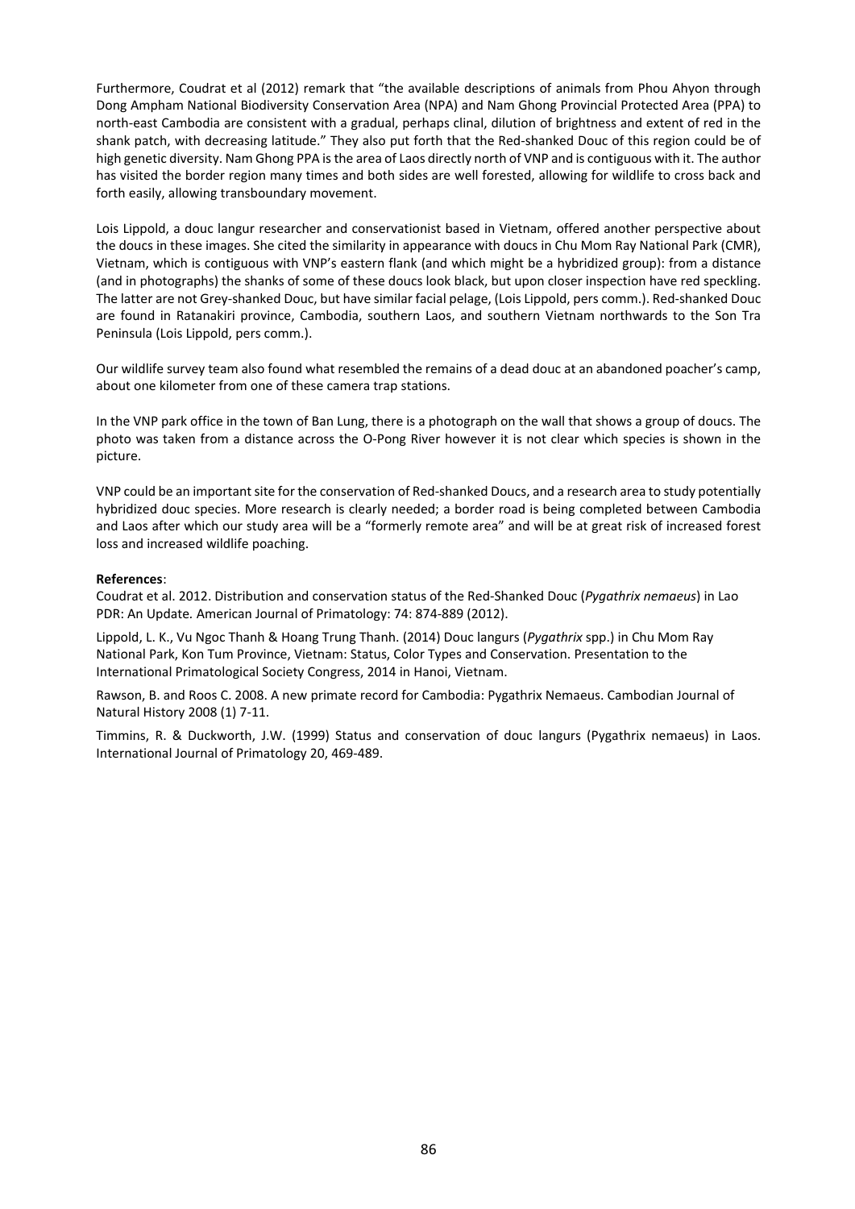Furthermore, Coudrat et al (2012) remark that “the available descriptions of animals from Phou Ahyon through Dong Ampham National Biodiversity Conservation Area (NPA) and Nam Ghong Provincial Protected Area (PPA) to north-east Cambodia are consistent with a gradual, perhaps clinal, dilution of brightness and extent of red in the shank patch, with decreasing latitude.” They also put forth that the Red-shanked Douc of this region could be of high genetic diversity. Nam Ghong PPA is the area of Laos directly north of VNP and is contiguous with it. The author has visited the border region many times and both sides are well forested, allowing for wildlife to cross back and forth easily, allowing transboundary movement.

Lois Lippold, a douc langur researcher and conservationist based in Vietnam, offered another perspective about the doucs in these images. She cited the similarity in appearance with doucs in Chu Mom Ray National Park (CMR), Vietnam, which is contiguous with VNP’s eastern flank (and which might be a hybridized group): from a distance (and in photographs) the shanks of some of these doucs look black, but upon closer inspection have red speckling. The latter are not Grey-shanked Douc, but have similar facial pelage, (Lois Lippold, pers comm.). Red-shanked Douc are found in Ratanakiri province, Cambodia, southern Laos, and southern Vietnam northwards to the Son Tra Peninsula (Lois Lippold, pers comm.).

Our wildlife survey team also found what resembled the remains of a dead douc at an abandoned poacher’s camp, about one kilometer from one of these camera trap stations.

In the VNP park office in the town of Ban Lung, there is a photograph on the wall that shows a group of doucs. The photo was taken from a distance across the O-Pong River however it is not clear which species is shown in the picture.

VNP could be an important site for the conservation of Red-shanked Doucs, and a research area to study potentially hybridized douc species. More research is clearly needed; a border road is being completed between Cambodia and Laos after which our study area will be a “formerly remote area” and will be at great risk of increased forest loss and increased wildlife poaching.

**References**:

Coudrat et al. 2012. Distribution and conservation status of the Red-Shanked Douc (*Pygathrix nemaeus*) in Lao PDR: An Update*.* American Journal of Primatology: 74: 874-889 (2012).

Lippold, L. K., Vu Ngoc Thanh & Hoang Trung Thanh. (2014) Douc langurs (*Pygathrix* spp.) in Chu Mom Ray National Park, Kon Tum Province, Vietnam: Status, Color Types and Conservation. Presentation to the International Primatological Society Congress, 2014 in Hanoi, Vietnam.

Rawson, B. and Roos C. 2008. A new primate record for Cambodia: Pygathrix Nemaeus. Cambodian Journal of Natural History 2008 (1) 7-11.

Timmins, R. & Duckworth, J.W. (1999) Status and conservation of douc langurs (Pygathrix nemaeus) in Laos. International Journal of Primatology 20, 469-489.